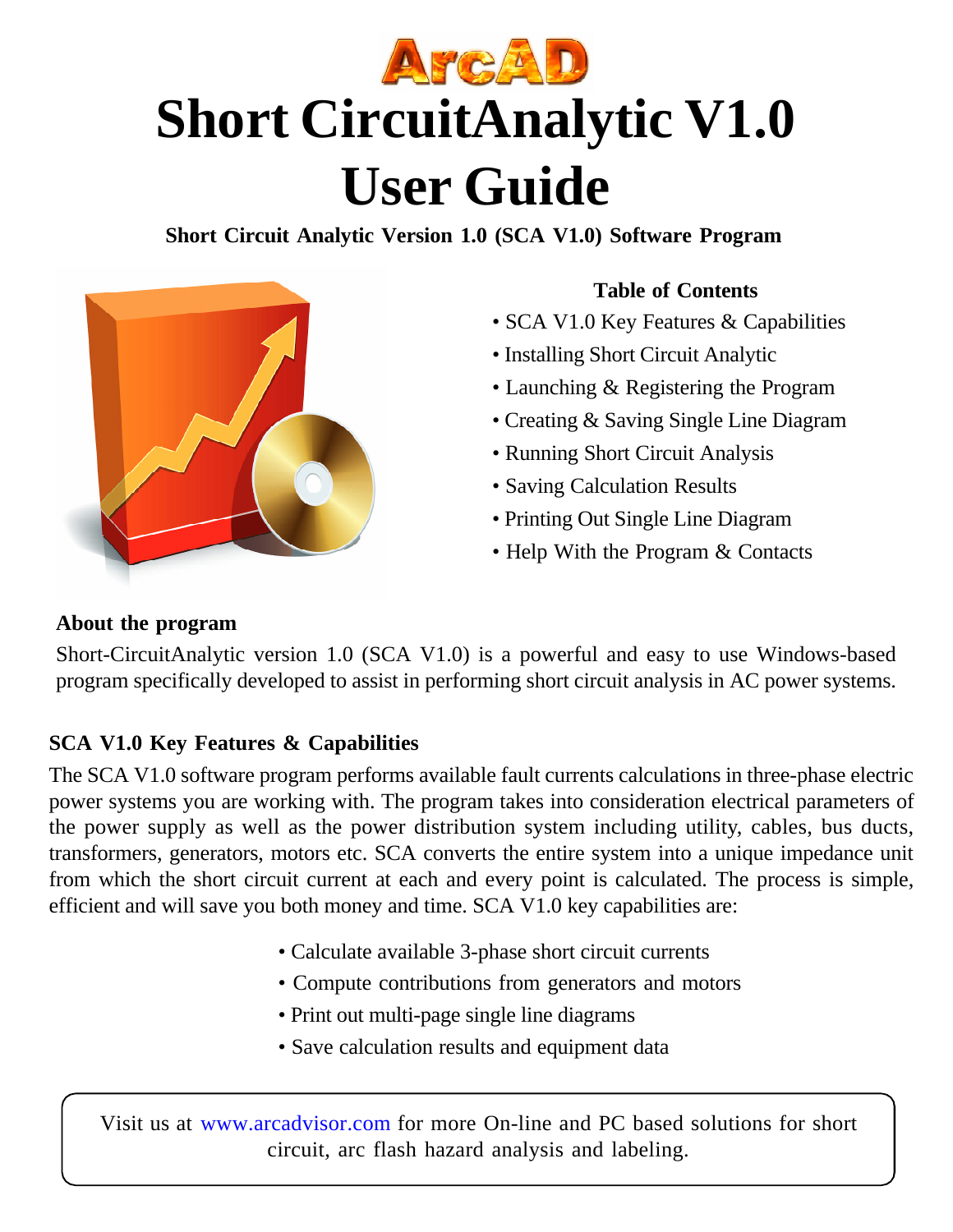ArcAD

# Short CircuitAnalytic V1.0 User Guide

**Short Circuit Analytic Version 1.0 (SCA V1.0) Software Program**

**Table of Contents**

- SCA V1.0 Key Features & Capabilities
- Installing Short Circuit Analytic
- Launching & Registering the Program
- Creating & Saving Single Line Diagram
- Running Short Circuit Analysis
- Saving Calculation Results
- Printing Out Single Line Diagram
- Help With the Program & Contacts

## About the program

Short-CircuitAnalytic version 1.0 (SCA V1.0) is a powerful and easy to use Windows-based program specifically developed to assist in performing short circuit analysis in AC power systems.

## SCA V1.0 Key Features & Capabilities

The SCA V1.0 software program performs available fault currents calculations in three-phase electric power systems you are working with. The program takes into consideration electrical parameters of the power supply as well as the power distribution system including utility, cables, bus ducts, transformers, generators, motors etc. SCA converts the entire system into a unique impedance unit from which the short circuit current at each and every point is calculated. The process is simple, efficient and will save you both money and time. SCA V1.0 key capabilities are:

- Calculate available 3-phase short circuit currents
- Compute contributions from generators and motors
- Print out multi-page single line diagrams
- Save calculation results and equipment data

Visit us at www.arcadvisor.com for more On-line and PC based solutions for short circuit, arc flash hazard analysis and labeling.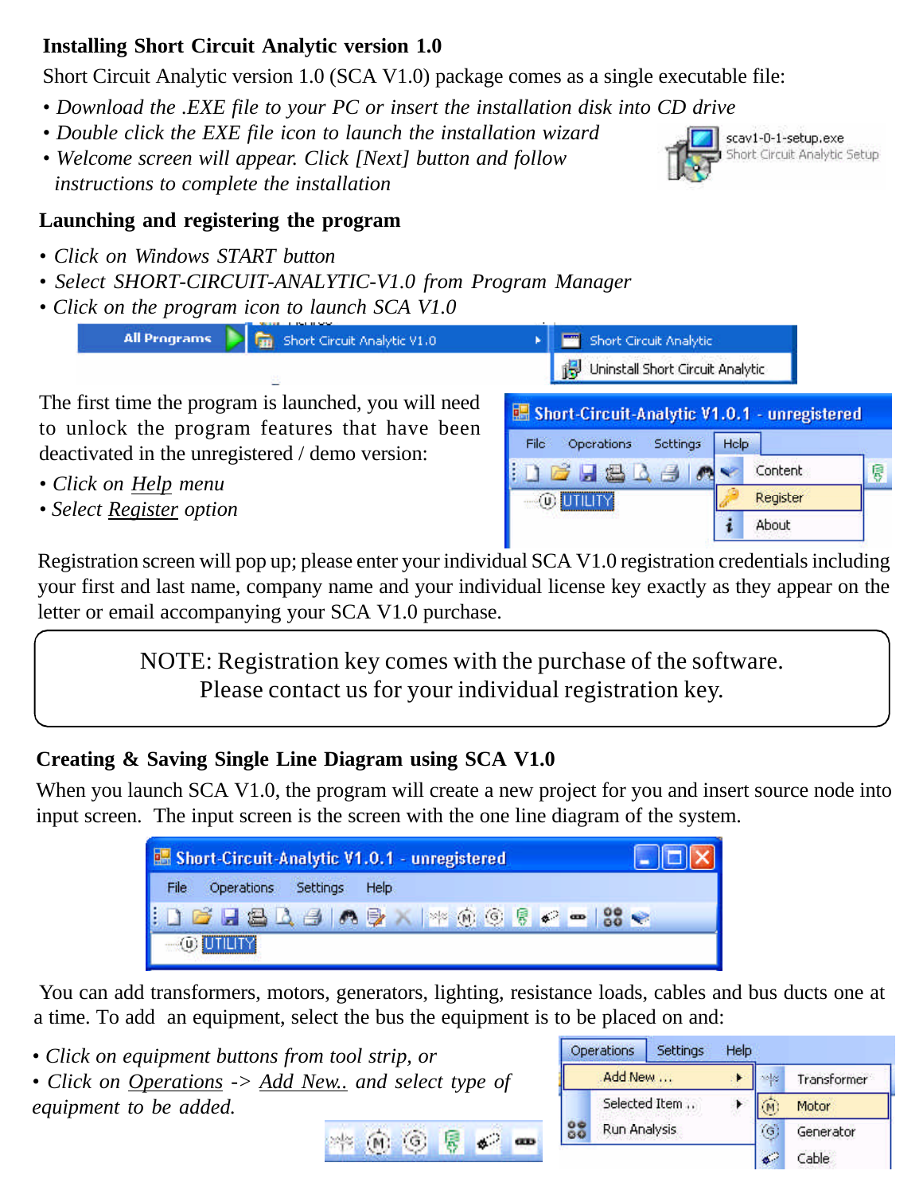## Installing Short Circuit Analytic version 1.0

Short Circuit Analytic version 1.0 (SCA V1.0) package comes as a single executable file:

- *Download the .EXE file to your PC or insert the installation disk into CD drive*
- *Double click the EXE file icon to launch the installation wizard*
- *Welcome screen will appear. Click [Next] button and follow instructions to complete the installation*

## Launching and registering the program

- *Click on Windows START button*
- *Select SHORT-CIRCUIT-ANALYTIC-V1.0 from Program Manager*
- *Click on the program icon to launch SCA V1.0*

The first time the program is launched, you will need to unlock the program features that have been deactivated in the unregistered / demo version:

- *Click on Help menu*
- *Select Register option*

Registration screen will pop up; please enter your individual SCA V1.0 registration credentials including your first and last name, company name and your individual license key exactly as they appear on the letter or email accompanying your SCA V1.0 purchase.

> NOTE: Registration key comes with the purchase of the software.
> Please contact us for your individual registration key.

## Creating & Saving Single Line Diagram using SCA V1.0

When you launch SCA V1.0, the program will create a new project for you and insert source node into input screen. The input screen is the screen with the one line diagram of the system.

You can add transformers, motors, generators, lighting, resistance loads, cables and bus ducts one at a time. To add an equipment, select the bus the equipment is to be placed on and:

- *Click on equipment buttons from tool strip, or*
- *Click on Operations -> Add New.. and select type of equipment to be added.*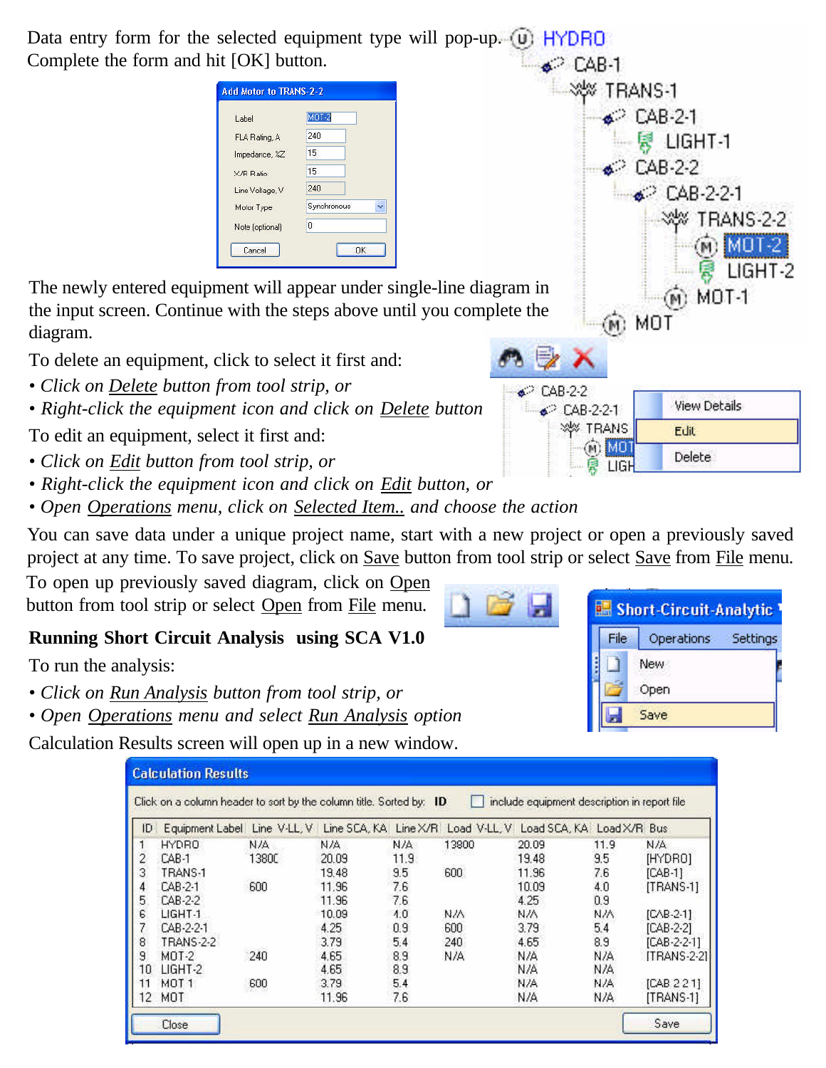Data entry form for the selected equipment type will pop-up. Complete the form and hit [OK] button.

The newly entered equipment will appear under single-line diagram in the input screen. Continue with the steps above until you complete the diagram.

To delete an equipment, click to select it first and:

- *Click on Delete button from tool strip, or*
- *Right-click the equipment icon and click on Delete button*

To edit an equipment, select it first and:

- *Click on Edit button from tool strip, or*
- *Right-click the equipment icon and click on Edit button, or*
- *Open Operations menu, click on Selected Item.. and choose the action*

You can save data under a unique project name, start with a new project or open a previously saved project at any time. To save project, click on Save button from tool strip or select Save from File menu.

To open up previously saved diagram, click on Open button from tool strip or select Open from File menu.

**Running Short Circuit Analysis using SCA V1.0**

To run the analysis:

- *Click on Run Analysis button from tool strip, or*
- *Open Operations menu and select Run Analysis option*

Calculation Results screen will open up in a new window.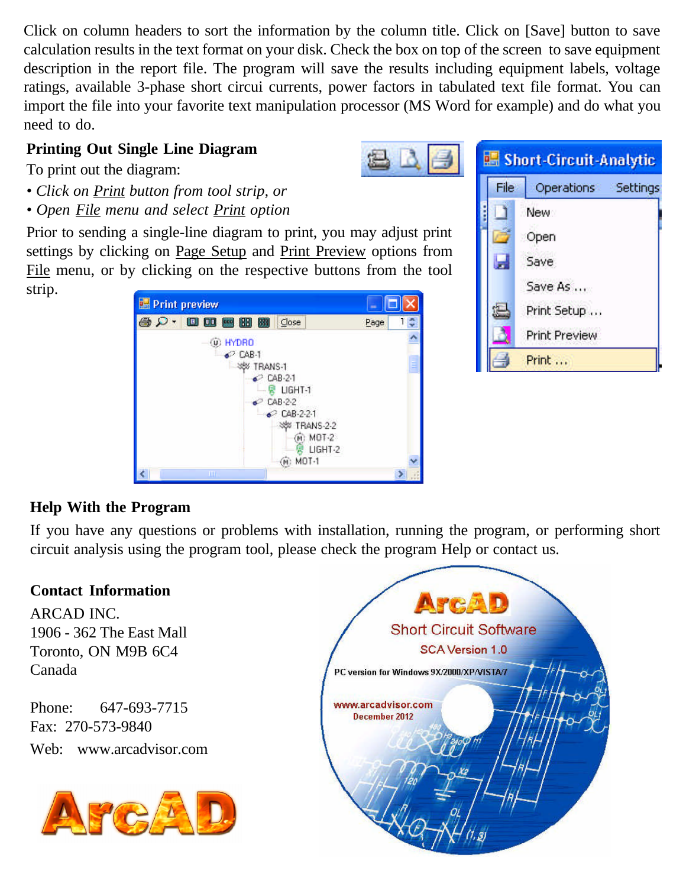Click on column headers to sort the information by the column title. Click on [Save] button to save calculation results in the text format on your disk. Check the box on top of the screen to save equipment description in the report file. The program will save the results including equipment labels, voltage ratings, available 3-phase short circui currents, power factors in tabulated text file format. You can import the file into your favorite text manipulation processor (MS Word for example) and do what you need to do.

### Printing Out Single Line Diagram

To print out the diagram:

- *Click on Print button from tool strip, or*
- *Open File menu and select Print option*

Prior to sending a single-line diagram to print, you may adjust print settings by clicking on Page Setup and Print Preview options from File menu, or by clicking on the respective buttons from the tool strip.

### Help With the Program

If you have any questions or problems with installation, running the program, or performing short circuit analysis using the program tool, please check the program Help or contact us.

### Contact Information

ARCAD INC.
1906 - 362 The East Mall
Toronto, ON M9B 6C4
Canada

Phone: 647-693-7715
Fax: 270-573-9840
Web: www.arcadvisor.com